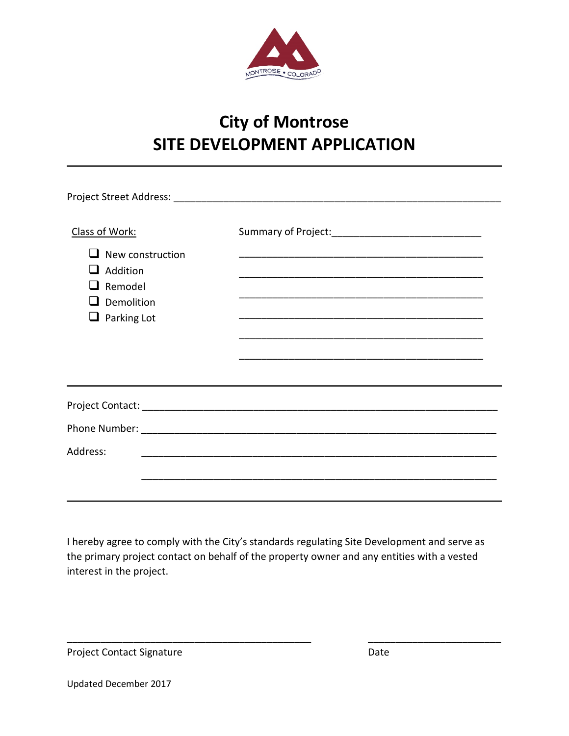# City of Montrose
# SITE DEVELOPMENT APPLICATION

---

Project Street Address: ____________________________________________________________

Class of Work:

- ❑ New construction
- ❑ Addition
- ❑ Remodel
- ❑ Demolition
- ❑ Parking Lot

Summary of Project:___________________________

____________________________________________

____________________________________________

____________________________________________

____________________________________________

____________________________________________

____________________________________________

---

Project Contact: _______________________________________________________________

Phone Number: _______________________________________________________________

Address: _______________________________________________________________

_______________________________________________________________

---

I hereby agree to comply with the City's standards regulating Site Development and serve as the primary project contact on behalf of the property owner and any entities with a vested interest in the project.

_____________________________________________ ________________________

Project Contact Signature Date

Updated December 2017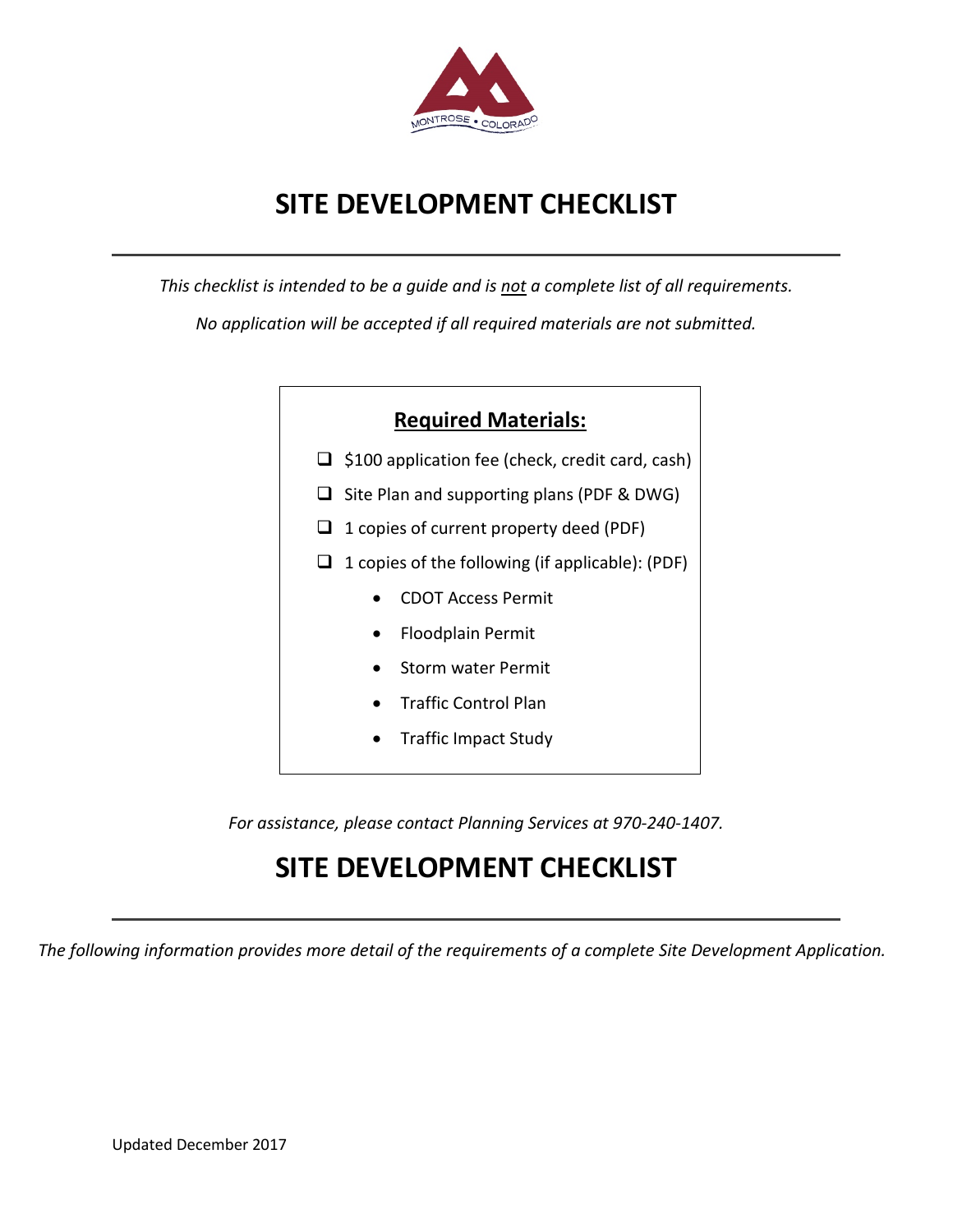# SITE DEVELOPMENT CHECKLIST

*This checklist is intended to be a guide and is not a complete list of all requirements.*

*No application will be accepted if all required materials are not submitted.*

## Required Materials:

- [ ] $100 application fee (check, credit card, cash)
- [ ] Site Plan and supporting plans (PDF & DWG)
- [ ] 1 copies of current property deed (PDF)
- [ ] 1 copies of the following (if applicable): (PDF)
    - CDOT Access Permit
    - Floodplain Permit
    - Storm water Permit
    - Traffic Control Plan
    - Traffic Impact Study

*For assistance, please contact Planning Services at 970-240-1407.*

# SITE DEVELOPMENT CHECKLIST

*The following information provides more detail of the requirements of a complete Site Development Application.*

Updated December 2017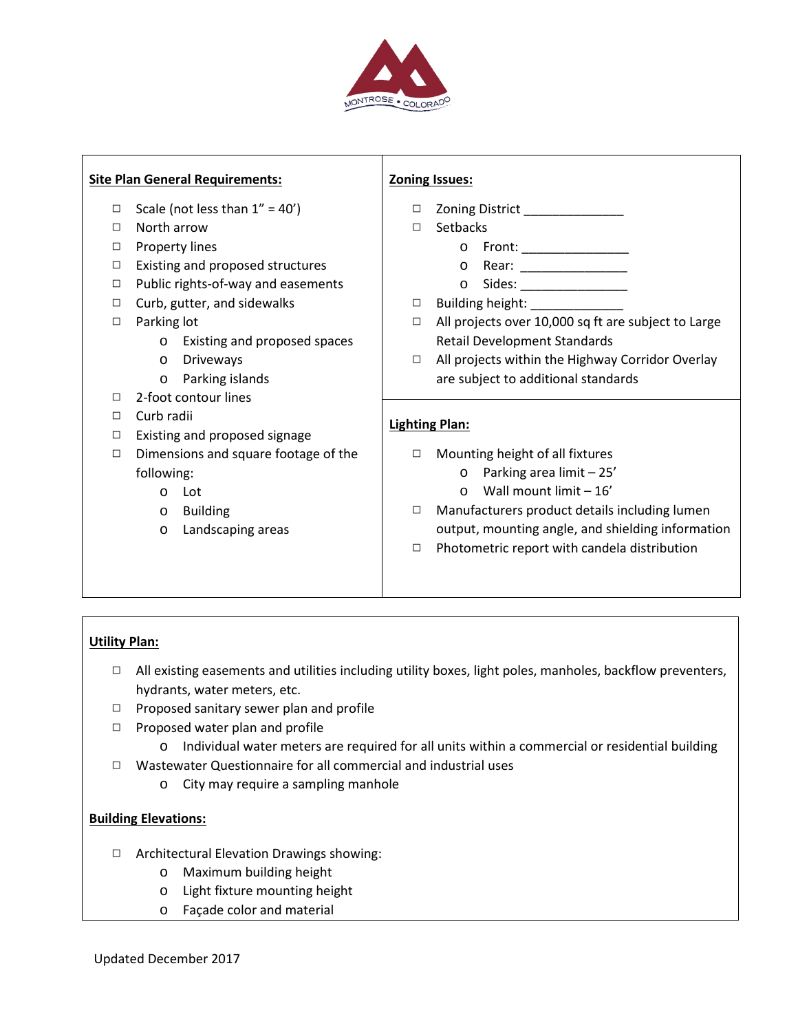**Site Plan General Requirements:**

- ☐ Scale (not less than 1" = 40')
- ☐ North arrow
- ☐ Property lines
- ☐ Existing and proposed structures
- ☐ Public rights-of-way and easements
- ☐ Curb, gutter, and sidewalks
- ☐ Parking lot
  - o Existing and proposed spaces
  - o Driveways
  - o Parking islands
- ☐ 2-foot contour lines
- ☐ Curb radii
- ☐ Existing and proposed signage
- ☐ Dimensions and square footage of the following:
  - o Lot
  - o Building
  - o Landscaping areas

**Zoning Issues:**

- ☐ Zoning District ______________
- ☐ Setbacks
  - o Front: _______________
  - o Rear: _______________
  - o Sides: _______________
- ☐ Building height: _____________
- ☐ All projects over 10,000 sq ft are subject to Large Retail Development Standards
- ☐ All projects within the Highway Corridor Overlay are subject to additional standards

**Lighting Plan:**

- ☐ Mounting height of all fixtures
  - o Parking area limit – 25'
  - o Wall mount limit – 16'
- ☐ Manufacturers product details including lumen output, mounting angle, and shielding information
- ☐ Photometric report with candela distribution

**Utility Plan:**

- ☐ All existing easements and utilities including utility boxes, light poles, manholes, backflow preventers, hydrants, water meters, etc.
- ☐ Proposed sanitary sewer plan and profile
- ☐ Proposed water plan and profile
  - o Individual water meters are required for all units within a commercial or residential building
- ☐ Wastewater Questionnaire for all commercial and industrial uses
  - o City may require a sampling manhole

**Building Elevations:**

- ☐ Architectural Elevation Drawings showing:
  - o Maximum building height
  - o Light fixture mounting height
  - o Façade color and material

Updated December 2017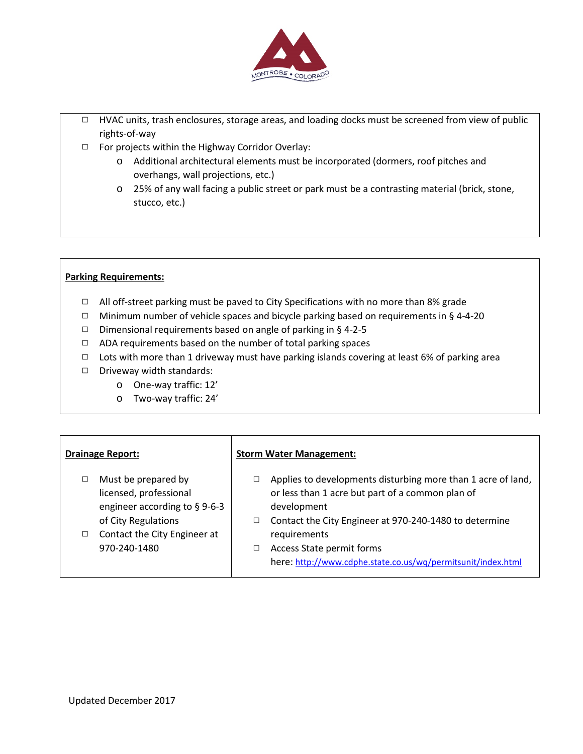- HVAC units, trash enclosures, storage areas, and loading docks must be screened from view of public rights-of-way
- For projects within the Highway Corridor Overlay:
  - Additional architectural elements must be incorporated (dormers, roof pitches and overhangs, wall projections, etc.)
  - 25% of any wall facing a public street or park must be a contrasting material (brick, stone, stucco, etc.)

**Parking Requirements:**

- All off-street parking must be paved to City Specifications with no more than 8% grade
- Minimum number of vehicle spaces and bicycle parking based on requirements in § 4-4-20
- Dimensional requirements based on angle of parking in § 4-2-5
- ADA requirements based on the number of total parking spaces
- Lots with more than 1 driveway must have parking islands covering at least 6% of parking area
- Driveway width standards:
  - One-way traffic: 12'
  - Two-way traffic: 24'

**Drainage Report:**

- Must be prepared by licensed, professional engineer according to § 9-6-3 of City Regulations
- Contact the City Engineer at 970-240-1480

**Storm Water Management:**

- Applies to developments disturbing more than 1 acre of land, or less than 1 acre but part of a common plan of development
- Contact the City Engineer at 970-240-1480 to determine requirements
- Access State permit forms here: http://www.cdphe.state.co.us/wq/permitsunit/index.html

Updated December 2017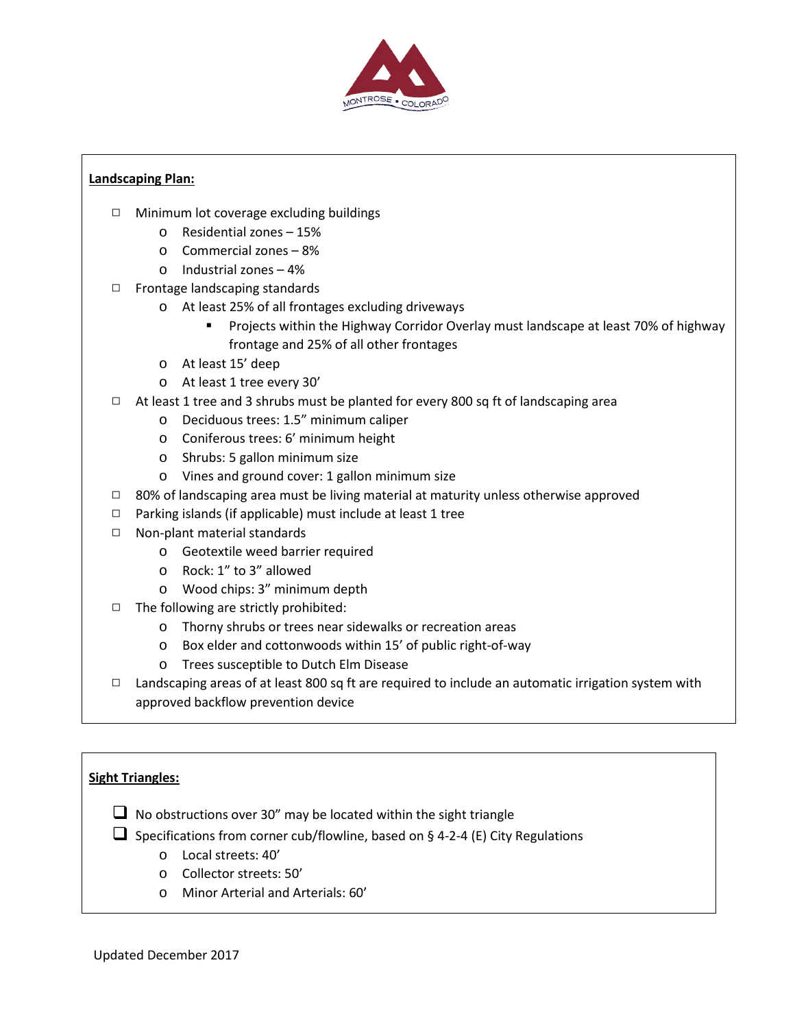**Landscaping Plan:**

- ☐ Minimum lot coverage excluding buildings
  - o Residential zones – 15%
  - o Commercial zones – 8%
  - o Industrial zones – 4%
- ☐ Frontage landscaping standards
  - o At least 25% of all frontages excluding driveways
    - ▪ Projects within the Highway Corridor Overlay must landscape at least 70% of highway frontage and 25% of all other frontages
  - o At least 15' deep
  - o At least 1 tree every 30'
- ☐ At least 1 tree and 3 shrubs must be planted for every 800 sq ft of landscaping area
  - o Deciduous trees: 1.5" minimum caliper
  - o Coniferous trees: 6' minimum height
  - o Shrubs: 5 gallon minimum size
  - o Vines and ground cover: 1 gallon minimum size
- ☐ 80% of landscaping area must be living material at maturity unless otherwise approved
- ☐ Parking islands (if applicable) must include at least 1 tree
- ☐ Non-plant material standards
  - o Geotextile weed barrier required
  - o Rock: 1" to 3" allowed
  - o Wood chips: 3" minimum depth
- ☐ The following are strictly prohibited:
  - o Thorny shrubs or trees near sidewalks or recreation areas
  - o Box elder and cottonwoods within 15' of public right-of-way
  - o Trees susceptible to Dutch Elm Disease
- ☐ Landscaping areas of at least 800 sq ft are required to include an automatic irrigation system with approved backflow prevention device

**Sight Triangles:**

- ☐ No obstructions over 30" may be located within the sight triangle
- ☐ Specifications from corner cub/flowline, based on § 4-2-4 (E) City Regulations
  - o Local streets: 40'
  - o Collector streets: 50'
  - o Minor Arterial and Arterials: 60'

Updated December 2017